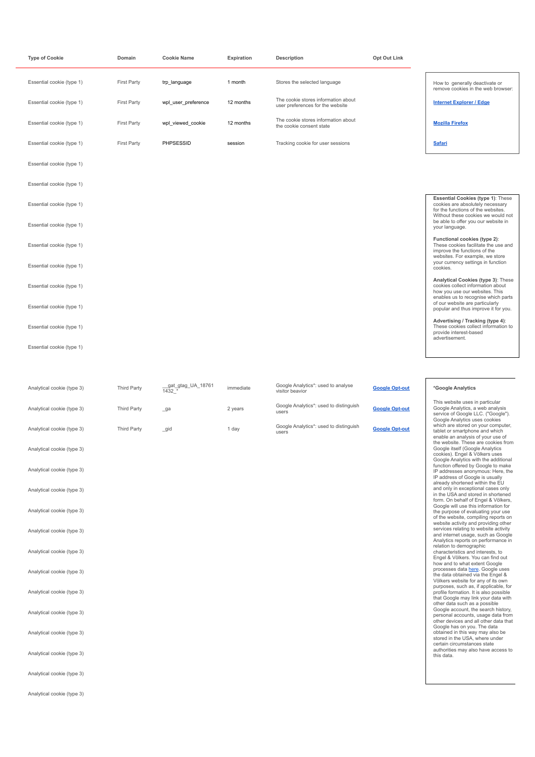| Type of Cookie | Domain | Cookie Name | Expiration | Description | Opt Out Link |
|---|---|---|---|---|---|
| Essential cookie (type 1) | First Party | trp_language | 1 month | Stores the selected language | |
| Essential cookie (type 1) | First Party | wpl_user_preference | 12 months | The cookie stores information about user preferences for the website | |
| Essential cookie (type 1) | First Party | wpl_viewed_cookie | 12 months | The cookie stores information about the cookie consent state | |
| Essential cookie (type 1) | First Party | PHPSESSID | session | Tracking cookie for user sessions | |
| Essential cookie (type 1) | | | | | |
| Essential cookie (type 1) | | | | | |
| Essential cookie (type 1) | | | | | |
| Essential cookie (type 1) | | | | | |
| Essential cookie (type 1) | | | | | |
| Essential cookie (type 1) | | | | | |
| Essential cookie (type 1) | | | | | |
| Essential cookie (type 1) | | | | | |
| Essential cookie (type 1) | | | | | |
| Essential cookie (type 1) | | | | | |
| Analytical cookie (type 3) | Third Party | __gat_gtag_UA_187611432_* | immediate | Google Analytics*: used to analyse visitor beavior | **Google Opt-out** |
| Analytical cookie (type 3) | Third Party | _ga | 2 years | Google Analytics*: used to distinguish users | **Google Opt-out** |
| Analytical cookie (type 3) | Third Party | _gid | 1 day | Google Analytics*: used to distinguish users | **Google Opt-out** |
| Analytical cookie (type 3) | | | | | |
| Analytical cookie (type 3) | | | | | |
| Analytical cookie (type 3) | | | | | |
| Analytical cookie (type 3) | | | | | |
| Analytical cookie (type 3) | | | | | |
| Analytical cookie (type 3) | | | | | |
| Analytical cookie (type 3) | | | | | |
| Analytical cookie (type 3) | | | | | |
| Analytical cookie (type 3) | | | | | |
| Analytical cookie (type 3) | | | | | |
| Analytical cookie (type 3) | | | | | |
| Analytical cookie (type 3) | | | | | |
| Analytical cookie (type 3) | | | | | |

How to generally deactivate or remove cookies in the web browser:

**Internet Explorer / Edge**

**Mozilla Firefox**

**Safari**

**Essential Cookies (type 1)**: These cookies are absolutely necessary for the functions of the websites. Without these cookies we would not be able to offer you our website in your language.

**Functional cookies (type 2)**: These cookies facilitate the use and improve the functions of the websites. For example, we store your currency settings in function cookies.

**Analytical Cookies (type 3)**: These cookies collect information about how you use our websites. This enables us to recognise which parts of our website are particularly popular and thus improve it for you.

**Advertising / Tracking (type 4)**: These cookies collect information to provide interest-based advertisement.

**\*Google Analytics**

This website uses in particular Google Analytics, a web analysis service of Google LLC. ("Google"). Google Analytics uses cookies which are stored on your computer, tablet or smartphone and which enable an analysis of your use of the website. These are cookies from Google itself (Google Analytics cookies). Engel & Völkers uses Google Analytics with the additional function offered by Google to make IP addresses anonymous: Here, the IP address of Google is usually already shortened within the EU and only in exceptional cases only in the USA and stored in shortened form. On behalf of Engel & Völkers, Google will use this information for the purpose of evaluating your use of the website, compiling reports on website activity and providing other services relating to website activity and internet usage, such as Google Analytics reports on performance in relation to demographic characteristics and interests, to Engel & Völkers. You can find out how and to what extent Google processes data here. Google uses the data obtained via the Engel & Völkers website for any of its own purposes, such as, if applicable, for profile formation. It is also possible that Google may link your data with other data such as a possible Google account, the search history, personal accounts, usage data from other devices and all other data that Google has on you. The data obtained in this way may also be stored in the USA, where under certain circumstances state authorities may also have access to this data.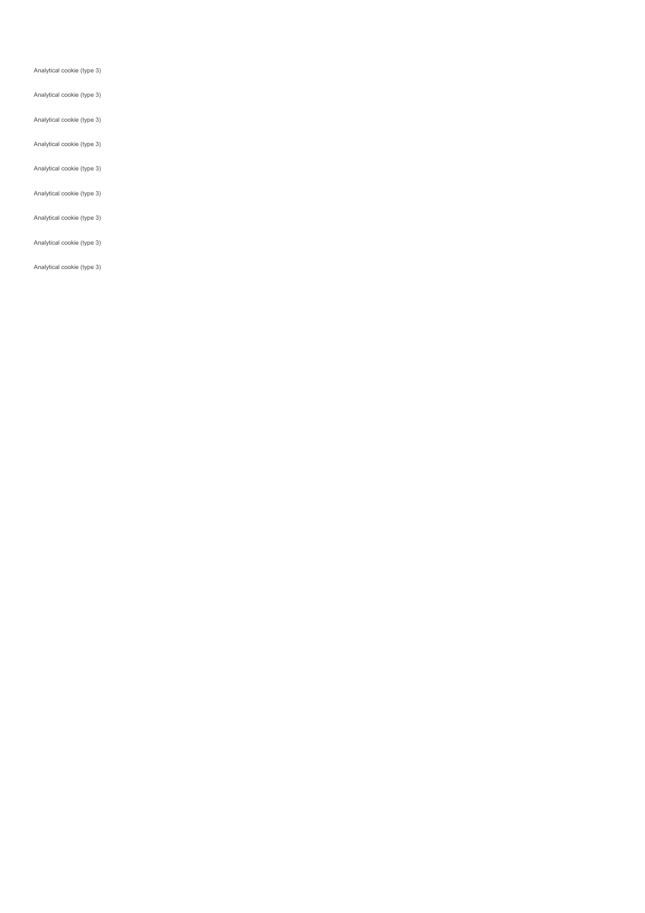Analytical cookie (type 3)

Analytical cookie (type 3)

Analytical cookie (type 3)

Analytical cookie (type 3)

Analytical cookie (type 3)

Analytical cookie (type 3)

Analytical cookie (type 3)

Analytical cookie (type 3)

Analytical cookie (type 3)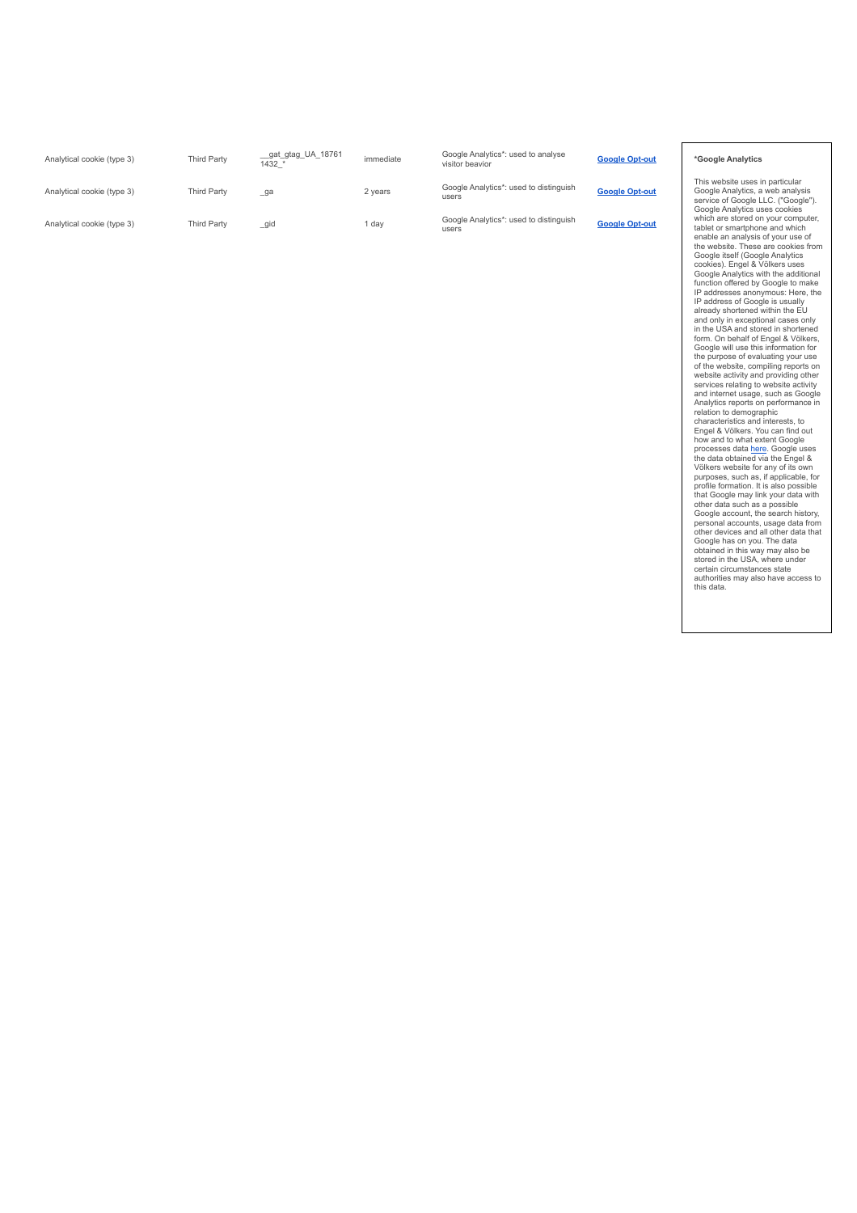| | | | | | |
|---|---|---|---|---|---|
| Analytical cookie (type 3) | Third Party | __gat_gtag_UA_187611432_* | immediate | Google Analytics*: used to analyse visitor beavior | **Google Opt-out** |
| Analytical cookie (type 3) | Third Party | _ga | 2 years | Google Analytics*: used to distinguish users | **Google Opt-out** |
| Analytical cookie (type 3) | Third Party | _gid | 1 day | Google Analytics*: used to distinguish users | **Google Opt-out** |

**\*Google Analytics**

This website uses in particular Google Analytics, a web analysis service of Google LLC. ("Google"). Google Analytics uses cookies which are stored on your computer, tablet or smartphone and which enable an analysis of your use of the website. These are cookies from Google itself (Google Analytics cookies). Engel & Völkers uses Google Analytics with the additional function offered by Google to make IP addresses anonymous: Here, the IP address of Google is usually already shortened within the EU and only in exceptional cases only in the USA and stored in shortened form. On behalf of Engel & Völkers, Google will use this information for the purpose of evaluating your use of the website, compiling reports on website activity and providing other services relating to website activity and internet usage, such as Google Analytics reports on performance in relation to demographic characteristics and interests, to Engel & Völkers. You can find out how and to what extent Google processes data here. Google uses the data obtained via the Engel & Völkers website for any of its own purposes, such as, if applicable, for profile formation. It is also possible that Google may link your data with other data such as a possible Google account, the search history, personal accounts, usage data from other devices and all other data that Google has on you. The data obtained in this way may also be stored in the USA, where under certain circumstances state authorities may also have access to this data.